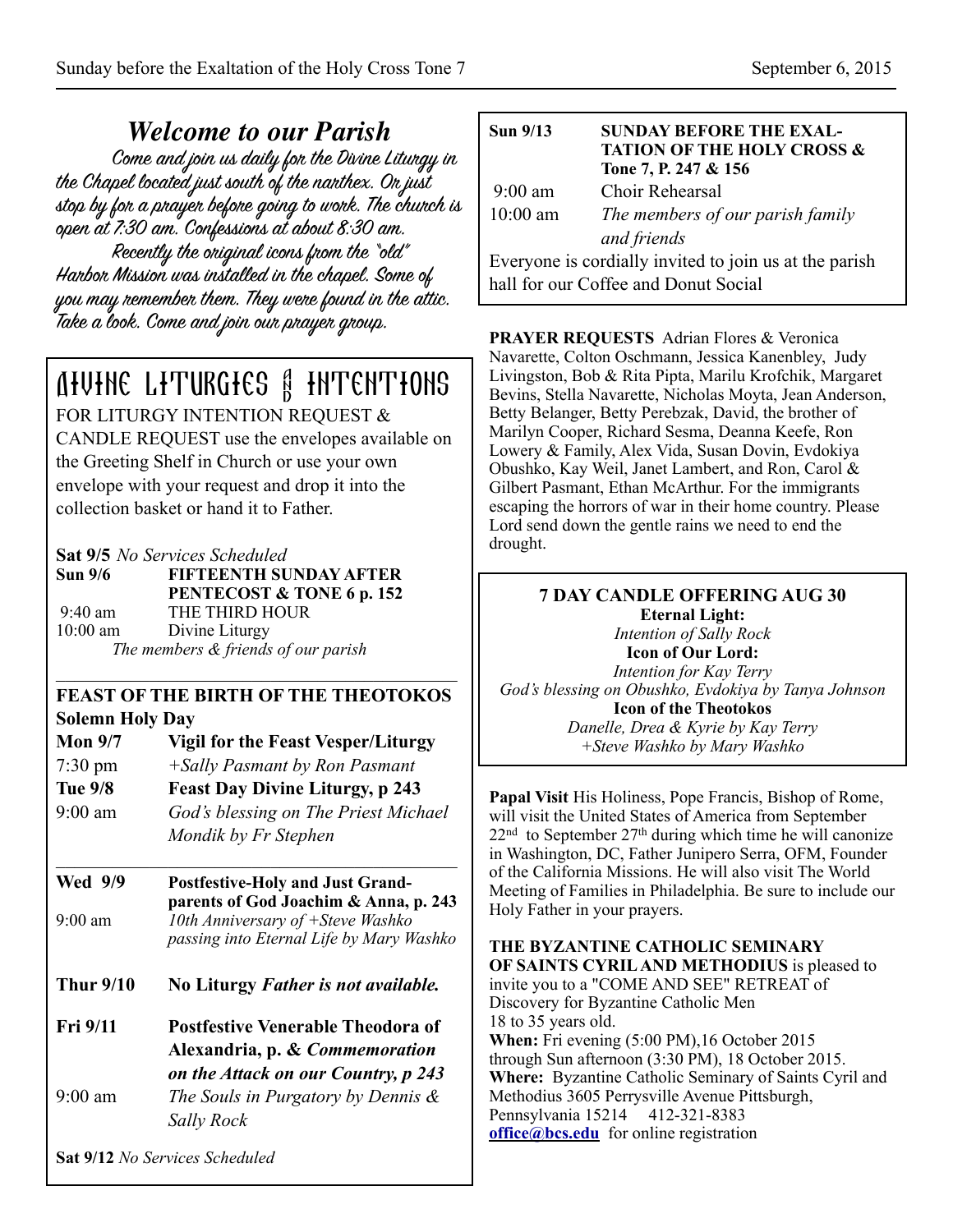## *Welcome to our Parish*

Come and join us daily for the Divine Liturgy in the Chapel located just south of the narthex. Or just stop by for a prayer before going to work. The church is open at 7:30 am. Confessions at about 8:30 am.

Recently the original icons from the "old" Harbor Mission was installed in the chapel. Some of you may remember them. They were found in the attic. Take a look. Come and join our prayer group.

## DIVINE LITURGIES & INTENTIONS

FOR LITURGY INTENTION REQUEST & CANDLE REQUEST use the envelopes available on the Greeting Shelf in Church or use your own envelope with your request and drop it into the collection basket or hand it to Father.

**Sat 9/5** *No Services Scheduled*

**Sun 9/6** **FIFTEENTH SUNDAY AFTER PENTECOST & TONE 6 p. 152**

9:40 am THE THIRD HOUR

10:00 am Divine Liturgy

*The members & friends of our parish*

**FEAST OF THE BIRTH OF THE THEOTOKOS**

**Solemn Holy Day**

**Mon 9/7** **Vigil for the Feast Vesper/Liturgy**

7:30 pm *+Sally Pasmant by Ron Pasmant*

**Tue 9/8** **Feast Day Divine Liturgy, p 243**

9:00 am *God's blessing on The Priest Michael Mondik by Fr Stephen*

**Wed 9/9** **Postfestive-Holy and Just Grand-parents of God Joachim & Anna, p. 243**

9:00 am *10th Anniversary of +Steve Washko passing into Eternal Life by Mary Washko*

**Thur 9/10** **No Liturgy** ***Father is not available.***

**Fri 9/11** **Postfestive Venerable Theodora of Alexandria, p. &** ***Commemoration on the Attack on our Country, p 243***

9:00 am *The Souls in Purgatory by Dennis & Sally Rock*

**Sat 9/12** *No Services Scheduled*

**Sun 9/13** **SUNDAY BEFORE THE EXALTATION OF THE HOLY CROSS & Tone 7, P. 247 & 156**

9:00 am Choir Rehearsal

10:00 am *The members of our parish family and friends*

Everyone is cordially invited to join us at the parish hall for our Coffee and Donut Social

**PRAYER REQUESTS** Adrian Flores & Veronica Navarette, Colton Oschmann, Jessica Kanenbley, Judy Livingston, Bob & Rita Pipta, Marilu Krofchik, Margaret Bevins, Stella Navarette, Nicholas Moyta, Jean Anderson, Betty Belanger, Betty Perebzak, David, the brother of Marilyn Cooper, Richard Sesma, Deanna Keefe, Ron Lowery & Family, Alex Vida, Susan Dovin, Evdokiya Obushko, Kay Weil, Janet Lambert, and Ron, Carol & Gilbert Pasmant, Ethan McArthur. For the immigrants escaping the horrors of war in their home country. Please Lord send down the gentle rains we need to end the drought.

**7 DAY CANDLE OFFERING AUG 30**

**Eternal Light:**

*Intention of Sally Rock*

**Icon of Our Lord:**

*Intention for Kay Terry*

*God's blessing on Obushko, Evdokiya by Tanya Johnson*

**Icon of the Theotokos**

*Danelle, Drea & Kyrie by Kay Terry*

*+Steve Washko by Mary Washko*

**Papal Visit** His Holiness, Pope Francis, Bishop of Rome, will visit the United States of America from September 22nd to September 27th during which time he will canonize in Washington, DC, Father Junipero Serra, OFM, Founder of the California Missions. He will also visit The World Meeting of Families in Philadelphia. Be sure to include our Holy Father in your prayers.

**THE BYZANTINE CATHOLIC SEMINARY OF SAINTS CYRIL AND METHODIUS** is pleased to invite you to a "COME AND SEE" RETREAT of Discovery for Byzantine Catholic Men 18 to 35 years old.

**When:** Fri evening (5:00 PM),16 October 2015 through Sun afternoon (3:30 PM), 18 October 2015.

**Where:** Byzantine Catholic Seminary of Saints Cyril and Methodius 3605 Perrysville Avenue Pittsburgh, Pennsylvania 15214 412-321-8383

**office@bcs.edu** for online registration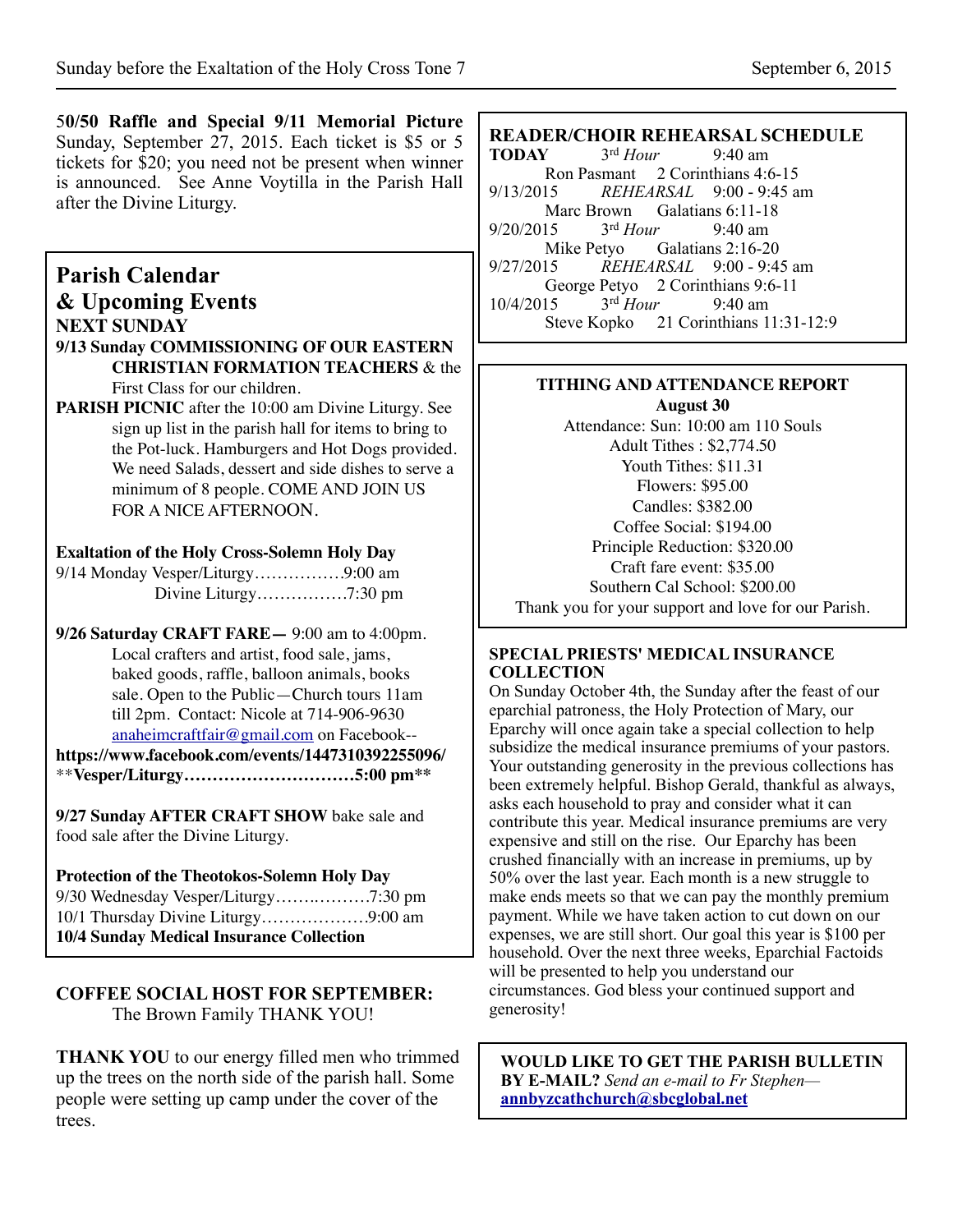**50/50 Raffle and Special 9/11 Memorial Picture** Sunday, September 27, 2015. Each ticket is $5 or 5 tickets for $20; you need not be present when winner is announced. See Anne Voytilla in the Parish Hall after the Divine Liturgy.

## Parish Calendar & Upcoming Events

**NEXT SUNDAY**

**9/13 Sunday COMMISSIONING OF OUR EASTERN CHRISTIAN FORMATION TEACHERS** & the First Class for our children.

**PARISH PICNIC** after the 10:00 am Divine Liturgy. See sign up list in the parish hall for items to bring to the Pot-luck. Hamburgers and Hot Dogs provided. We need Salads, dessert and side dishes to serve a minimum of 8 people. COME AND JOIN US FOR A NICE AFTERNOON.

**Exaltation of the Holy Cross-Solemn Holy Day**
9/14 Monday Vesper/Liturgy……………9:00 am
Divine Liturgy……………7:30 pm

**9/26 Saturday CRAFT FARE—** 9:00 am to 4:00pm. Local crafters and artist, food sale, jams, baked goods, raffle, balloon animals, books sale. Open to the Public—Church tours 11am till 2pm. Contact: Nicole at 714-906-9630 anaheimcraftfair@gmail.com on Facebook--
**https://www.facebook.com/events/1447310392255096/**
\*\***Vesper/Liturgy…………………………5:00 pm\*\***

**9/27 Sunday AFTER CRAFT SHOW** bake sale and food sale after the Divine Liturgy.

**Protection of the Theotokos-Solemn Holy Day**
9/30 Wednesday Vesper/Liturgy……..………7:30 pm
10/1 Thursday Divine Liturgy………………9:00 am
**10/4 Sunday Medical Insurance Collection**

**COFFEE SOCIAL HOST FOR SEPTEMBER:**
The Brown Family THANK YOU!

**THANK YOU** to our energy filled men who trimmed up the trees on the north side of the parish hall. Some people were setting up camp under the cover of the trees.

**READER/CHOIR REHEARSAL SCHEDULE**

**TODAY** 3rd *Hour* 9:40 am
Ron Pasmant 2 Corinthians 4:6-15
9/13/2015 *REHEARSAL* 9:00 - 9:45 am
Marc Brown Galatians 6:11-18
9/20/2015 3rd *Hour* 9:40 am
Mike Petyo Galatians 2:16-20
9/27/2015 *REHEARSAL* 9:00 - 9:45 am
George Petyo 2 Corinthians 9:6-11
10/4/2015 3rd *Hour* 9:40 am
Steve Kopko 21 Corinthians 11:31-12:9

**TITHING AND ATTENDANCE REPORT**
**August 30**
Attendance: Sun: 10:00 am 110 Souls
Adult Tithes : $2,774.50
Youth Tithes: $11.31
Flowers: $95.00
Candles: $382.00
Coffee Social: $194.00
Principle Reduction: $320.00
Craft fare event: $35.00
Southern Cal School: $200.00
Thank you for your support and love for our Parish.

**SPECIAL PRIESTS' MEDICAL INSURANCE COLLECTION**
On Sunday October 4th, the Sunday after the feast of our eparchial patroness, the Holy Protection of Mary, our Eparchy will once again take a special collection to help subsidize the medical insurance premiums of your pastors. Your outstanding generosity in the previous collections has been extremely helpful. Bishop Gerald, thankful as always, asks each household to pray and consider what it can contribute this year. Medical insurance premiums are very expensive and still on the rise. Our Eparchy has been crushed financially with an increase in premiums, up by 50% over the last year. Each month is a new struggle to make ends meets so that we can pay the monthly premium payment. While we have taken action to cut down on our expenses, we are still short. Our goal this year is $100 per household. Over the next three weeks, Eparchial Factoids will be presented to help you understand our circumstances. God bless your continued support and generosity!

**WOULD LIKE TO GET THE PARISH BULLETIN BY E-MAIL?** *Send an e-mail to Fr Stephen—* **annbyzcathchurch@sbcglobal.net**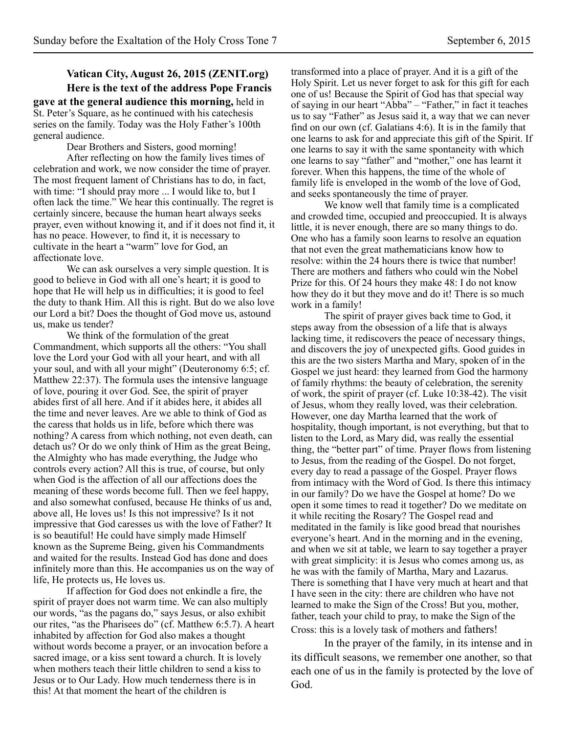**Vatican City, August 26, 2015 (ZENIT.org) Here is the text of the address Pope Francis gave at the general audience this morning,** held in St. Peter's Square, as he continued with his catechesis series on the family. Today was the Holy Father's 100th general audience.

Dear Brothers and Sisters, good morning!

After reflecting on how the family lives times of celebration and work, we now consider the time of prayer. The most frequent lament of Christians has to do, in fact, with time: "I should pray more ... I would like to, but I often lack the time." We hear this continually. The regret is certainly sincere, because the human heart always seeks prayer, even without knowing it, and if it does not find it, it has no peace. However, to find it, it is necessary to cultivate in the heart a "warm" love for God, an affectionate love.

We can ask ourselves a very simple question. It is good to believe in God with all one's heart; it is good to hope that He will help us in difficulties; it is good to feel the duty to thank Him. All this is right. But do we also love our Lord a bit? Does the thought of God move us, astound us, make us tender?

We think of the formulation of the great Commandment, which supports all the others: "You shall love the Lord your God with all your heart, and with all your soul, and with all your might" (Deuteronomy 6:5; cf. Matthew 22:37). The formula uses the intensive language of love, pouring it over God. See, the spirit of prayer abides first of all here. And if it abides here, it abides all the time and never leaves. Are we able to think of God as the caress that holds us in life, before which there was nothing? A caress from which nothing, not even death, can detach us? Or do we only think of Him as the great Being, the Almighty who has made everything, the Judge who controls every action? All this is true, of course, but only when God is the affection of all our affections does the meaning of these words become full. Then we feel happy, and also somewhat confused, because He thinks of us and, above all, He loves us! Is this not impressive? Is it not impressive that God caresses us with the love of Father? It is so beautiful! He could have simply made Himself known as the Supreme Being, given his Commandments and waited for the results. Instead God has done and does infinitely more than this. He accompanies us on the way of life, He protects us, He loves us.

If affection for God does not enkindle a fire, the spirit of prayer does not warm time. We can also multiply our words, "as the pagans do," says Jesus, or also exhibit our rites, "as the Pharisees do" (cf. Matthew 6:5.7). A heart inhabited by affection for God also makes a thought without words become a prayer, or an invocation before a sacred image, or a kiss sent toward a church. It is lovely when mothers teach their little children to send a kiss to Jesus or to Our Lady. How much tenderness there is in this! At that moment the heart of the children is transformed into a place of prayer. And it is a gift of the Holy Spirit. Let us never forget to ask for this gift for each one of us! Because the Spirit of God has that special way of saying in our heart "Abba" – "Father," in fact it teaches us to say "Father" as Jesus said it, a way that we can never find on our own (cf. Galatians 4:6). It is in the family that one learns to ask for and appreciate this gift of the Spirit. If one learns to say it with the same spontaneity with which one learns to say "father" and "mother," one has learnt it forever. When this happens, the time of the whole of family life is enveloped in the womb of the love of God, and seeks spontaneously the time of prayer.

We know well that family time is a complicated and crowded time, occupied and preoccupied. It is always little, it is never enough, there are so many things to do. One who has a family soon learns to resolve an equation that not even the great mathematicians know how to resolve: within the 24 hours there is twice that number! There are mothers and fathers who could win the Nobel Prize for this. Of 24 hours they make 48: I do not know how they do it but they move and do it! There is so much work in a family!

The spirit of prayer gives back time to God, it steps away from the obsession of a life that is always lacking time, it rediscovers the peace of necessary things, and discovers the joy of unexpected gifts. Good guides in this are the two sisters Martha and Mary, spoken of in the Gospel we just heard: they learned from God the harmony of family rhythms: the beauty of celebration, the serenity of work, the spirit of prayer (cf. Luke 10:38-42). The visit of Jesus, whom they really loved, was their celebration. However, one day Martha learned that the work of hospitality, though important, is not everything, but that to listen to the Lord, as Mary did, was really the essential thing, the "better part" of time. Prayer flows from listening to Jesus, from the reading of the Gospel. Do not forget, every day to read a passage of the Gospel. Prayer flows from intimacy with the Word of God. Is there this intimacy in our family? Do we have the Gospel at home? Do we open it some times to read it together? Do we meditate on it while reciting the Rosary? The Gospel read and meditated in the family is like good bread that nourishes everyone's heart. And in the morning and in the evening, and when we sit at table, we learn to say together a prayer with great simplicity: it is Jesus who comes among us, as he was with the family of Martha, Mary and Lazarus. There is something that I have very much at heart and that I have seen in the city: there are children who have not learned to make the Sign of the Cross! But you, mother, father, teach your child to pray, to make the Sign of the Cross: this is a lovely task of mothers and fathers!

In the prayer of the family, in its intense and in its difficult seasons, we remember one another, so that each one of us in the family is protected by the love of God.